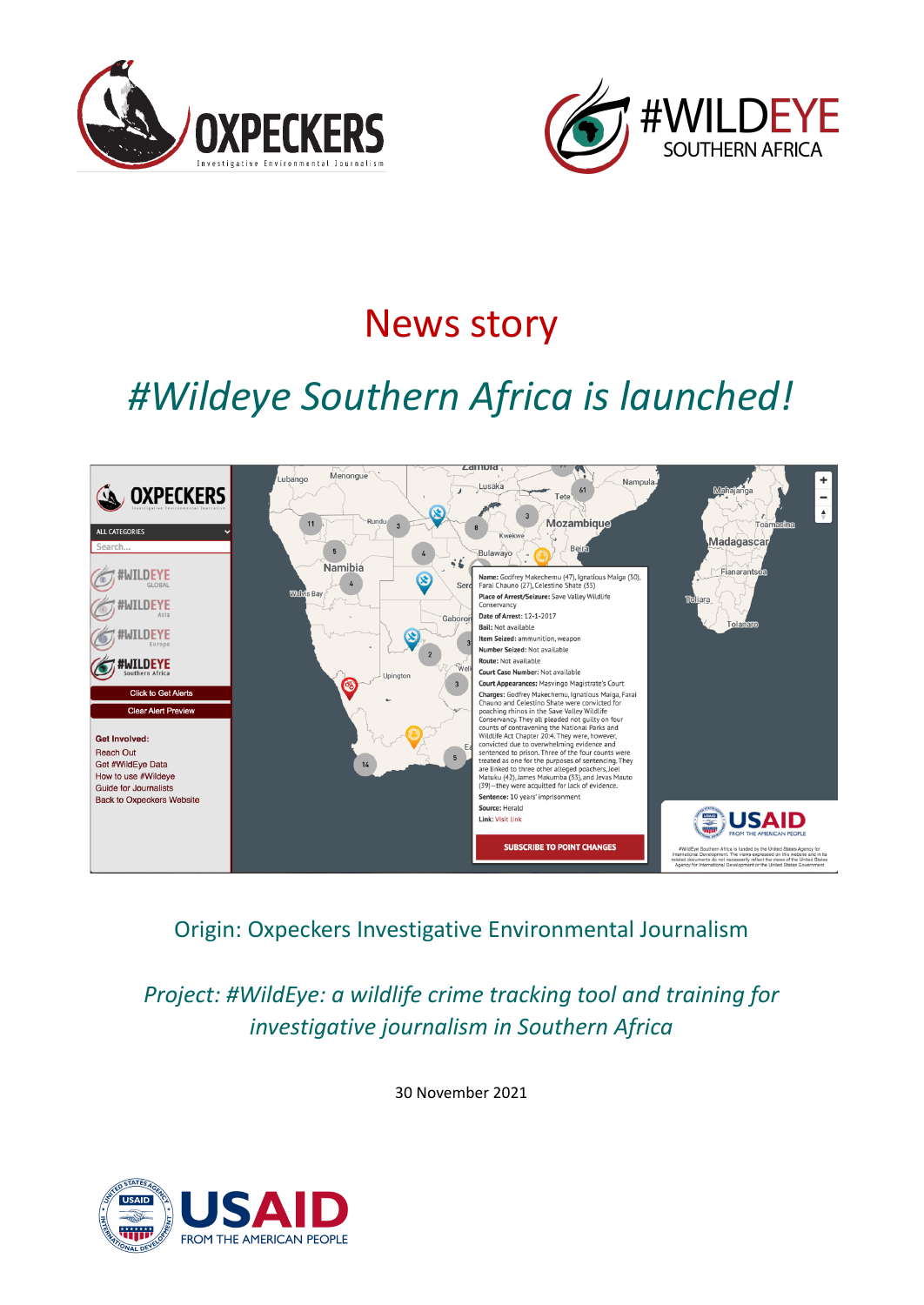# News story

## *#Wildeye Southern Africa is launched!*

Origin: Oxpeckers Investigative Environmental Journalism

*Project: #WildEye: a wildlife crime tracking tool and training for investigative journalism in Southern Africa*

30 November 2021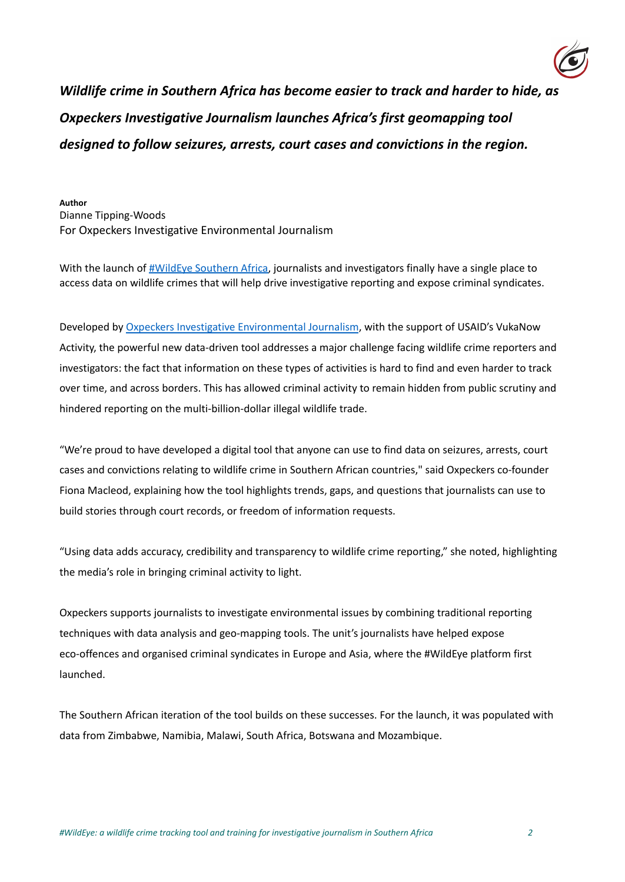***Wildlife crime in Southern Africa has become easier to track and harder to hide, as Oxpeckers Investigative Journalism launches Africa's first geomapping tool designed to follow seizures, arrests, court cases and convictions in the region.***

**Author**
Dianne Tipping-Woods
For Oxpeckers Investigative Environmental Journalism

With the launch of #WildEye Southern Africa, journalists and investigators finally have a single place to access data on wildlife crimes that will help drive investigative reporting and expose criminal syndicates.

Developed by Oxpeckers Investigative Environmental Journalism, with the support of USAID's VukaNow Activity, the powerful new data-driven tool addresses a major challenge facing wildlife crime reporters and investigators: the fact that information on these types of activities is hard to find and even harder to track over time, and across borders. This has allowed criminal activity to remain hidden from public scrutiny and hindered reporting on the multi-billion-dollar illegal wildlife trade.

"We're proud to have developed a digital tool that anyone can use to find data on seizures, arrests, court cases and convictions relating to wildlife crime in Southern African countries," said Oxpeckers co-founder Fiona Macleod, explaining how the tool highlights trends, gaps, and questions that journalists can use to build stories through court records, or freedom of information requests.

"Using data adds accuracy, credibility and transparency to wildlife crime reporting," she noted, highlighting the media's role in bringing criminal activity to light.

Oxpeckers supports journalists to investigate environmental issues by combining traditional reporting techniques with data analysis and geo-mapping tools. The unit's journalists have helped expose eco-offences and organised criminal syndicates in Europe and Asia, where the #WildEye platform first launched.

The Southern African iteration of the tool builds on these successes. For the launch, it was populated with data from Zimbabwe, Namibia, Malawi, South Africa, Botswana and Mozambique.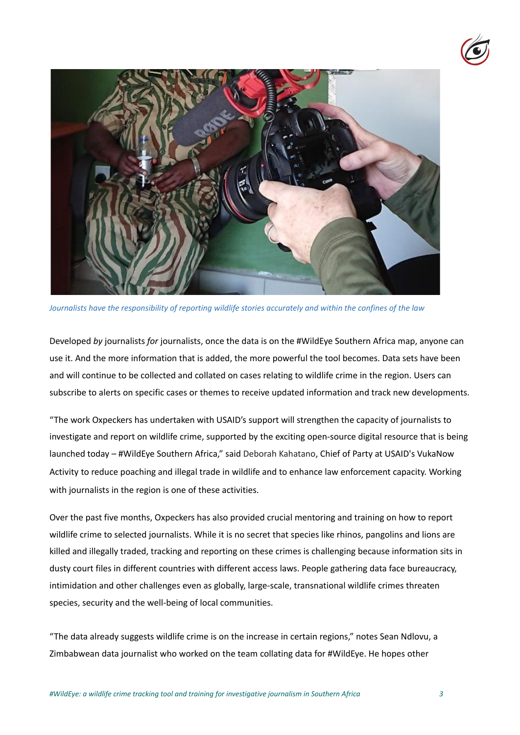*Journalists have the responsibility of reporting wildlife stories accurately and within the confines of the law*

Developed *by* journalists *for* journalists, once the data is on the #WildEye Southern Africa map, anyone can use it. And the more information that is added, the more powerful the tool becomes. Data sets have been and will continue to be collected and collated on cases relating to wildlife crime in the region. Users can subscribe to alerts on specific cases or themes to receive updated information and track new developments.

"The work Oxpeckers has undertaken with USAID's support will strengthen the capacity of journalists to investigate and report on wildlife crime, supported by the exciting open-source digital resource that is being launched today – #WildEye Southern Africa," said Deborah Kahatano, Chief of Party at USAID's VukaNow Activity to reduce poaching and illegal trade in wildlife and to enhance law enforcement capacity. Working with journalists in the region is one of these activities.

Over the past five months, Oxpeckers has also provided crucial mentoring and training on how to report wildlife crime to selected journalists. While it is no secret that species like rhinos, pangolins and lions are killed and illegally traded, tracking and reporting on these crimes is challenging because information sits in dusty court files in different countries with different access laws. People gathering data face bureaucracy, intimidation and other challenges even as globally, large-scale, transnational wildlife crimes threaten species, security and the well-being of local communities.

"The data already suggests wildlife crime is on the increase in certain regions," notes Sean Ndlovu, a Zimbabwean data journalist who worked on the team collating data for #WildEye. He hopes other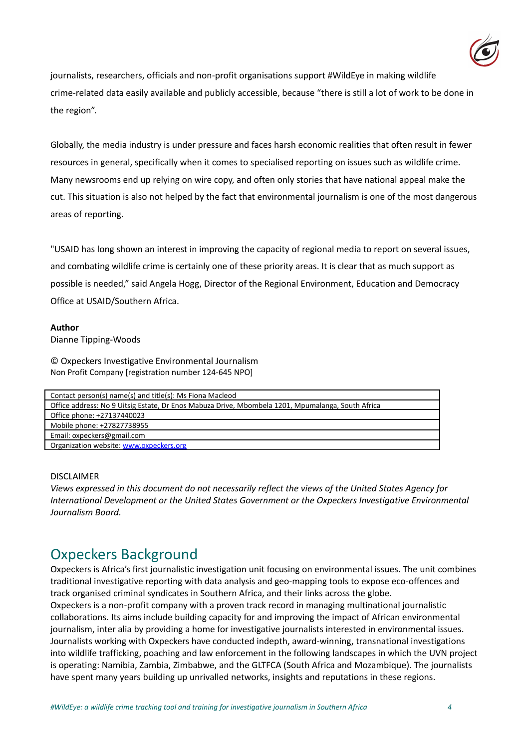journalists, researchers, officials and non-profit organisations support #WildEye in making wildlife crime-related data easily available and publicly accessible, because "there is still a lot of work to be done in the region".

Globally, the media industry is under pressure and faces harsh economic realities that often result in fewer resources in general, specifically when it comes to specialised reporting on issues such as wildlife crime. Many newsrooms end up relying on wire copy, and often only stories that have national appeal make the cut. This situation is also not helped by the fact that environmental journalism is one of the most dangerous areas of reporting.

"USAID has long shown an interest in improving the capacity of regional media to report on several issues, and combating wildlife crime is certainly one of these priority areas. It is clear that as much support as possible is needed," said Angela Hogg, Director of the Regional Environment, Education and Democracy Office at USAID/Southern Africa.

**Author**
Dianne Tipping-Woods

© Oxpeckers Investigative Environmental Journalism
Non Profit Company [registration number 124-645 NPO]

| Contact person(s) name(s) and title(s): Ms Fiona Macleod |
|---|
| Office address: No 9 Uitsig Estate, Dr Enos Mabuza Drive, Mbombela 1201, Mpumalanga, South Africa |
| Office phone: +27137440023 |
| Mobile phone: +27827738955 |
| Email: oxpeckers@gmail.com |
| Organization website: www.oxpeckers.org |

DISCLAIMER
*Views expressed in this document do not necessarily reflect the views of the United States Agency for International Development or the United States Government or the Oxpeckers Investigative Environmental Journalism Board.*

## Oxpeckers Background

Oxpeckers is Africa's first journalistic investigation unit focusing on environmental issues. The unit combines traditional investigative reporting with data analysis and geo-mapping tools to expose eco-offences and track organised criminal syndicates in Southern Africa, and their links across the globe.
Oxpeckers is a non-profit company with a proven track record in managing multinational journalistic collaborations. Its aims include building capacity for and improving the impact of African environmental journalism, inter alia by providing a home for investigative journalists interested in environmental issues. Journalists working with Oxpeckers have conducted indepth, award-winning, transnational investigations into wildlife trafficking, poaching and law enforcement in the following landscapes in which the UVN project is operating: Namibia, Zambia, Zimbabwe, and the GLTFCA (South Africa and Mozambique). The journalists have spent many years building up unrivalled networks, insights and reputations in these regions.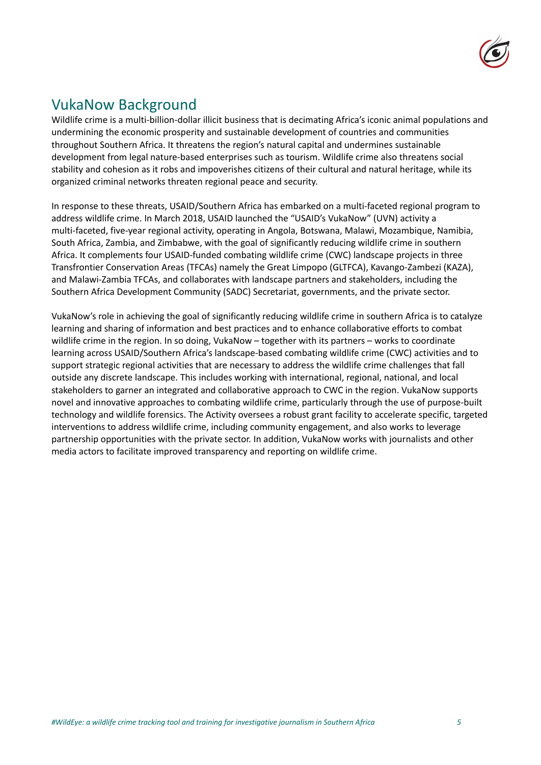## VukaNow Background

Wildlife crime is a multi-billion-dollar illicit business that is decimating Africa's iconic animal populations and undermining the economic prosperity and sustainable development of countries and communities throughout Southern Africa. It threatens the region's natural capital and undermines sustainable development from legal nature-based enterprises such as tourism. Wildlife crime also threatens social stability and cohesion as it robs and impoverishes citizens of their cultural and natural heritage, while its organized criminal networks threaten regional peace and security.

In response to these threats, USAID/Southern Africa has embarked on a multi-faceted regional program to address wildlife crime. In March 2018, USAID launched the "USAID's VukaNow" (UVN) activity a multi-faceted, five-year regional activity, operating in Angola, Botswana, Malawi, Mozambique, Namibia, South Africa, Zambia, and Zimbabwe, with the goal of significantly reducing wildlife crime in southern Africa. It complements four USAID-funded combating wildlife crime (CWC) landscape projects in three Transfrontier Conservation Areas (TFCAs) namely the Great Limpopo (GLTFCA), Kavango-Zambezi (KAZA), and Malawi-Zambia TFCAs, and collaborates with landscape partners and stakeholders, including the Southern Africa Development Community (SADC) Secretariat, governments, and the private sector.

VukaNow's role in achieving the goal of significantly reducing wildlife crime in southern Africa is to catalyze learning and sharing of information and best practices and to enhance collaborative efforts to combat wildlife crime in the region. In so doing, VukaNow – together with its partners – works to coordinate learning across USAID/Southern Africa's landscape-based combating wildlife crime (CWC) activities and to support strategic regional activities that are necessary to address the wildlife crime challenges that fall outside any discrete landscape. This includes working with international, regional, national, and local stakeholders to garner an integrated and collaborative approach to CWC in the region. VukaNow supports novel and innovative approaches to combating wildlife crime, particularly through the use of purpose-built technology and wildlife forensics. The Activity oversees a robust grant facility to accelerate specific, targeted interventions to address wildlife crime, including community engagement, and also works to leverage partnership opportunities with the private sector. In addition, VukaNow works with journalists and other media actors to facilitate improved transparency and reporting on wildlife crime.